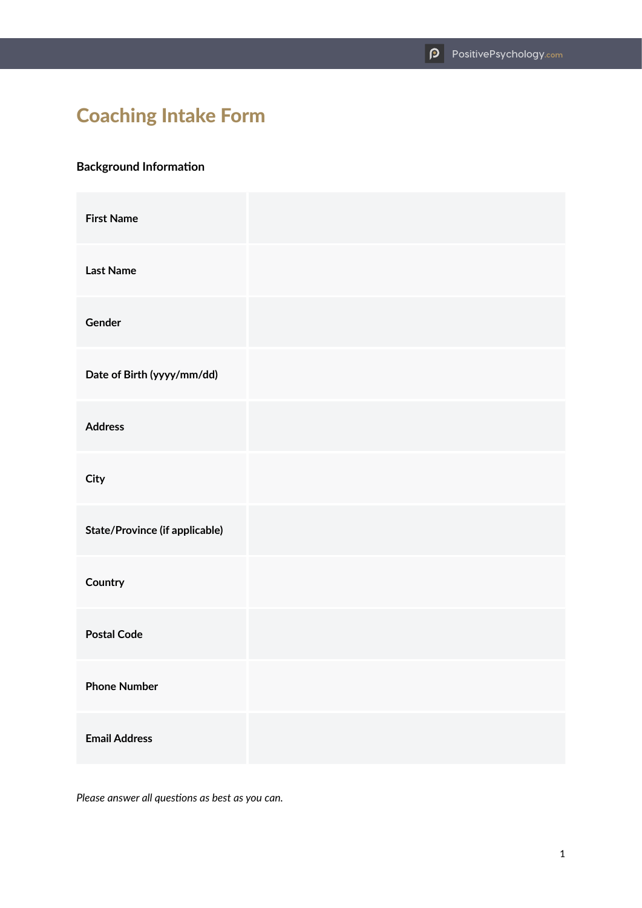# Coaching Intake Form

## Background Information

| | |
|---|---|
| **First Name** | |
| **Last Name** | |
| **Gender** | |
| **Date of Birth (yyyy/mm/dd)** | |
| **Address** | |
| **City** | |
| **State/Province (if applicable)** | |
| **Country** | |
| **Postal Code** | |
| **Phone Number** | |
| **Email Address** | |

*Please answer all questions as best as you can.*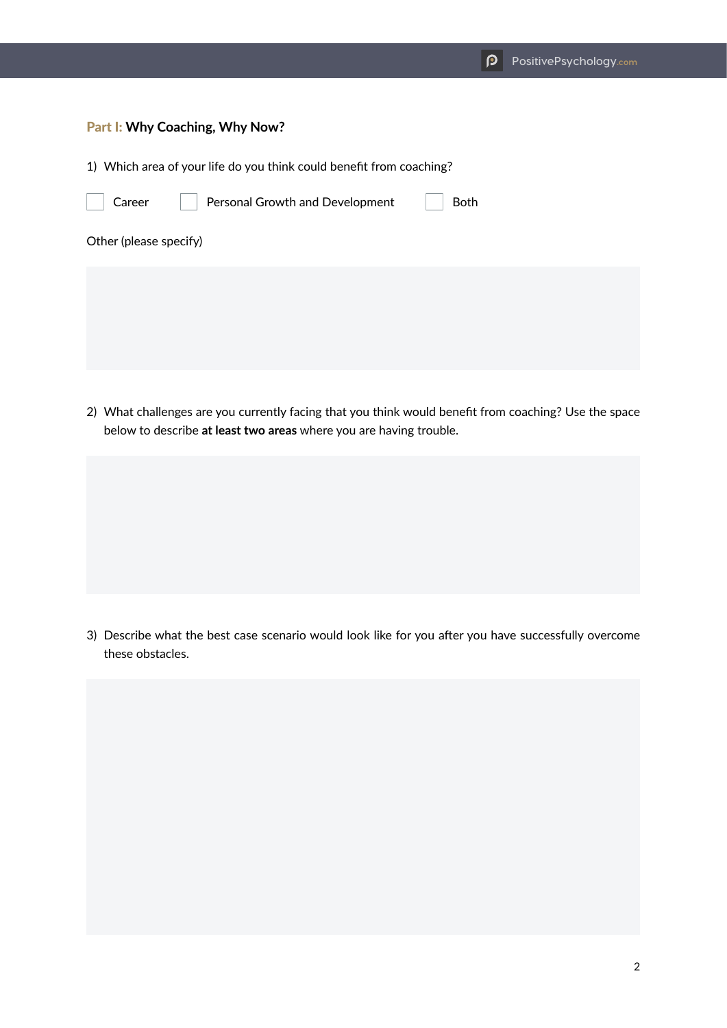## Part I: Why Coaching, Why Now?

1) Which area of your life do you think could benefit from coaching?

☐ Career ☐ Personal Growth and Development ☐ Both

Other (please specify)

2) What challenges are you currently facing that you think would benefit from coaching? Use the space below to describe **at least two areas** where you are having trouble.

3) Describe what the best case scenario would look like for you after you have successfully overcome these obstacles.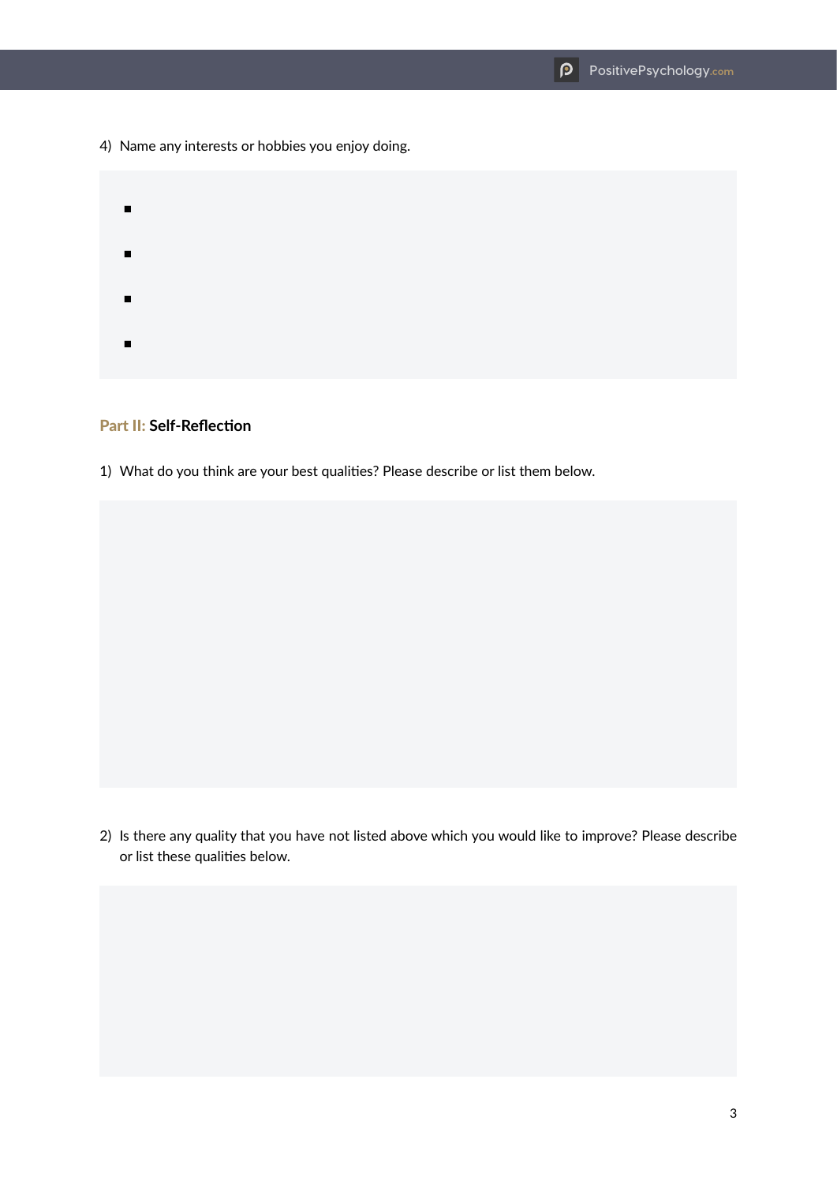4) Name any interests or hobbies you enjoy doing.

- 
- 
- 
- 

## Part II: Self-Reflection

1) What do you think are your best qualities? Please describe or list them below.

2) Is there any quality that you have not listed above which you would like to improve? Please describe or list these qualities below.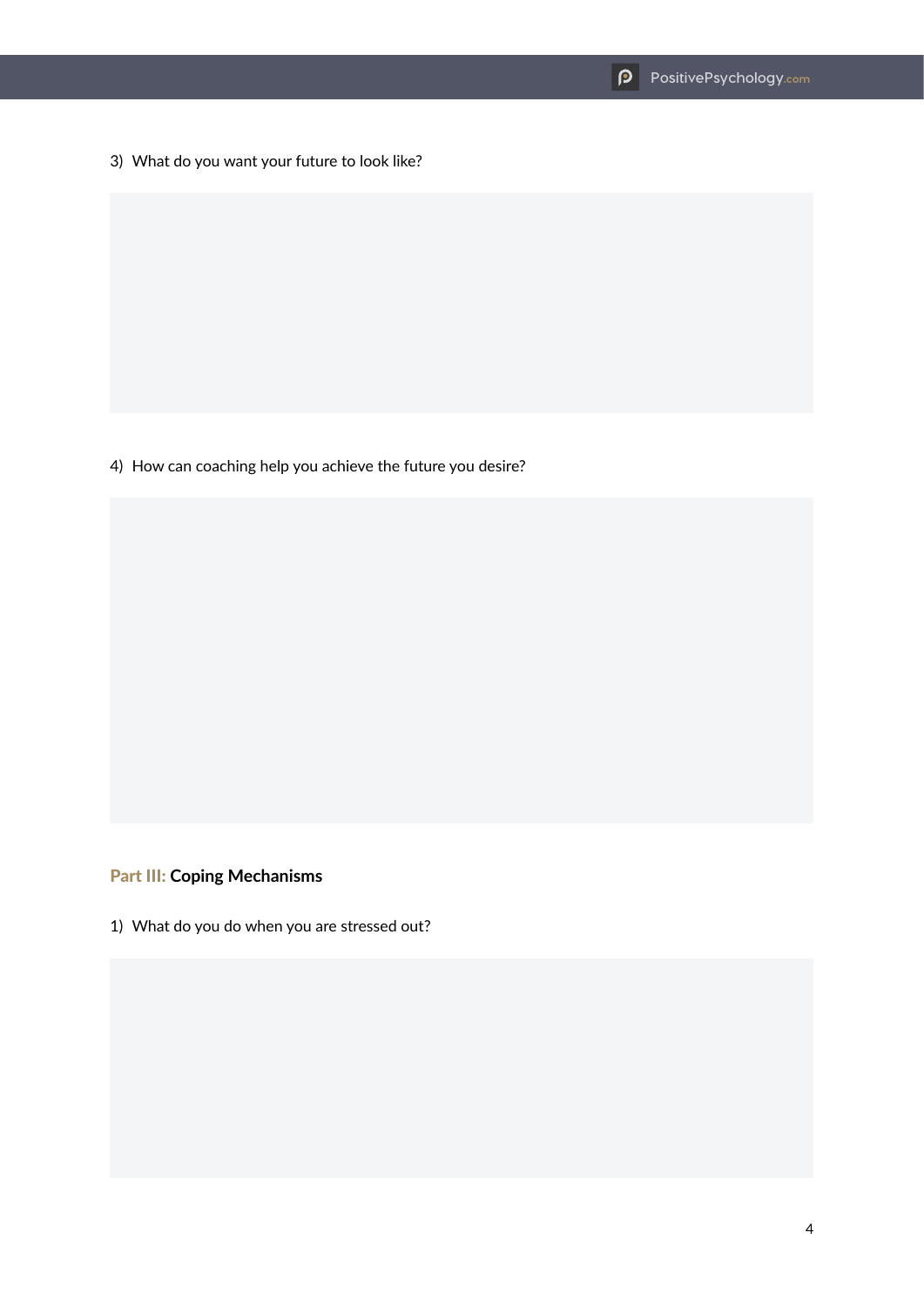3) What do you want your future to look like?

4) How can coaching help you achieve the future you desire?

## Part III: Coping Mechanisms

1) What do you do when you are stressed out?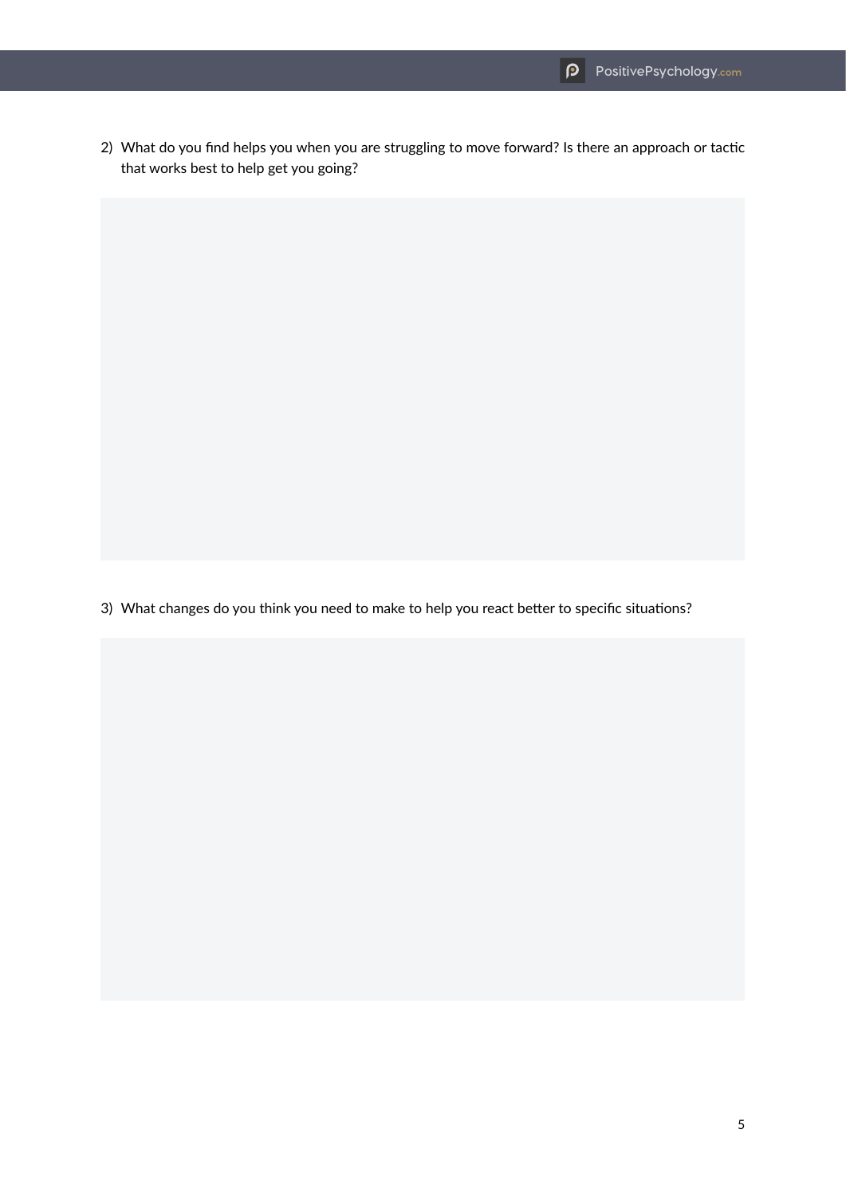2) What do you find helps you when you are struggling to move forward? Is there an approach or tactic that works best to help get you going?

3) What changes do you think you need to make to help you react better to specific situations?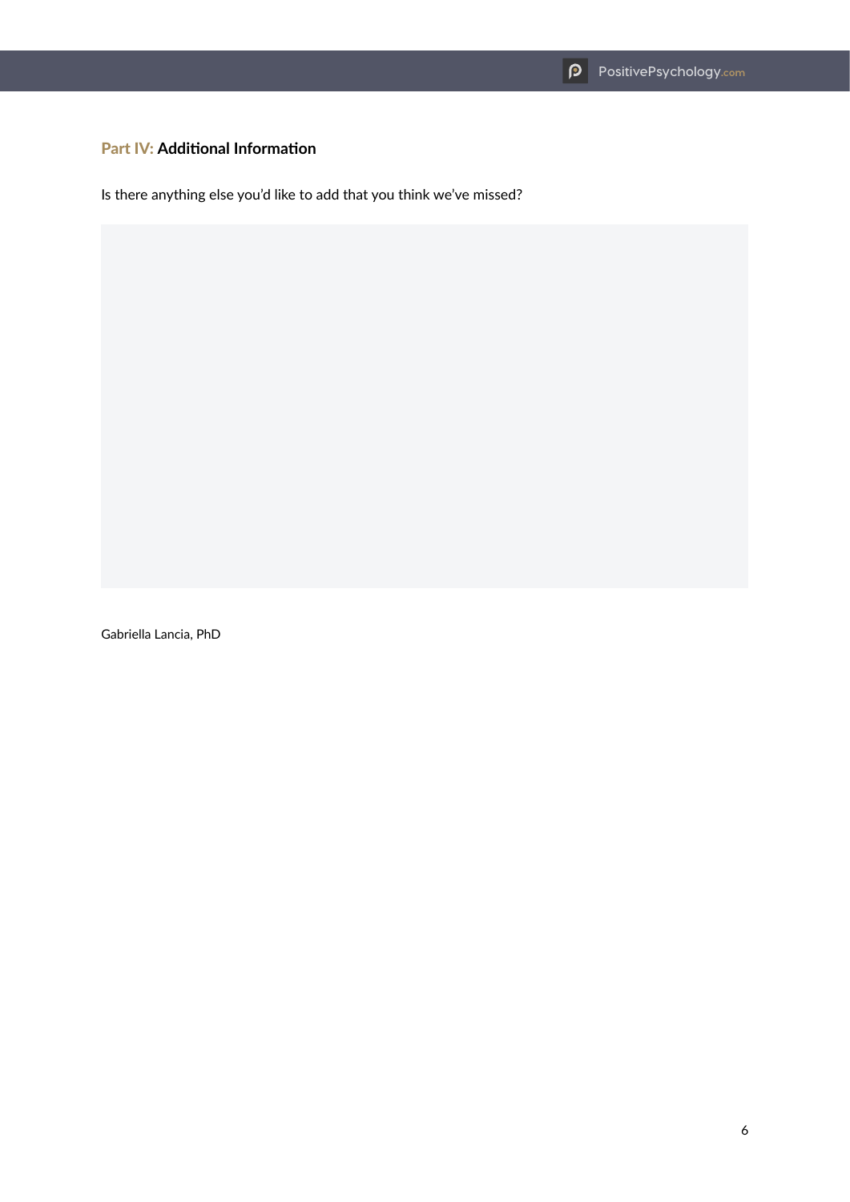## Part IV: Additional Information

Is there anything else you'd like to add that you think we've missed?

Gabriella Lancia, PhD